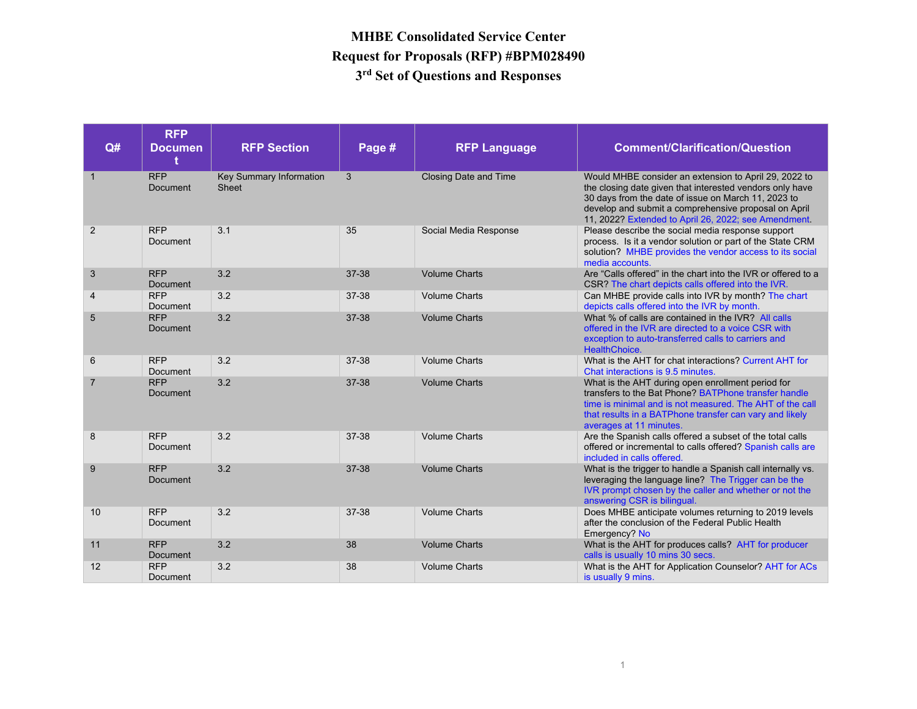# MHBE Consolidated Service Center
# Request for Proposals (RFP) #BPM028490
# 3rd Set of Questions and Responses

| Q# | RFP Document | RFP Section | Page # | RFP Language | Comment/Clarification/Question |
|---|---|---|---|---|---|
| 1 | RFP Document | Key Summary Information Sheet | 3 | Closing Date and Time | Would MHBE consider an extension to April 29, 2022 to the closing date given that interested vendors only have 30 days from the date of issue on March 11, 2023 to develop and submit a comprehensive proposal on April 11, 2022? Extended to April 26, 2022; see Amendment. |
| 2 | RFP Document | 3.1 | 35 | Social Media Response | Please describe the social media response support process. Is it a vendor solution or part of the State CRM solution? MHBE provides the vendor access to its social media accounts. |
| 3 | RFP Document | 3.2 | 37-38 | Volume Charts | Are "Calls offered" in the chart into the IVR or offered to a CSR? The chart depicts calls offered into the IVR. |
| 4 | RFP Document | 3.2 | 37-38 | Volume Charts | Can MHBE provide calls into IVR by month? The chart depicts calls offered into the IVR by month. |
| 5 | RFP Document | 3.2 | 37-38 | Volume Charts | What % of calls are contained in the IVR? All calls offered in the IVR are directed to a voice CSR with exception to auto-transferred calls to carriers and HealthChoice. |
| 6 | RFP Document | 3.2 | 37-38 | Volume Charts | What is the AHT for chat interactions? Current AHT for Chat interactions is 9.5 minutes. |
| 7 | RFP Document | 3.2 | 37-38 | Volume Charts | What is the AHT during open enrollment period for transfers to the Bat Phone? BATPhone transfer handle time is minimal and is not measured. The AHT of the call that results in a BATPhone transfer can vary and likely averages at 11 minutes. |
| 8 | RFP Document | 3.2 | 37-38 | Volume Charts | Are the Spanish calls offered a subset of the total calls offered or incremental to calls offered? Spanish calls are included in calls offered. |
| 9 | RFP Document | 3.2 | 37-38 | Volume Charts | What is the trigger to handle a Spanish call internally vs. leveraging the language line? The Trigger can be the IVR prompt chosen by the caller and whether or not the answering CSR is bilingual. |
| 10 | RFP Document | 3.2 | 37-38 | Volume Charts | Does MHBE anticipate volumes returning to 2019 levels after the conclusion of the Federal Public Health Emergency? No |
| 11 | RFP Document | 3.2 | 38 | Volume Charts | What is the AHT for produces calls? AHT for producer calls is usually 10 mins 30 secs. |
| 12 | RFP Document | 3.2 | 38 | Volume Charts | What is the AHT for Application Counselor? AHT for ACs is usually 9 mins. |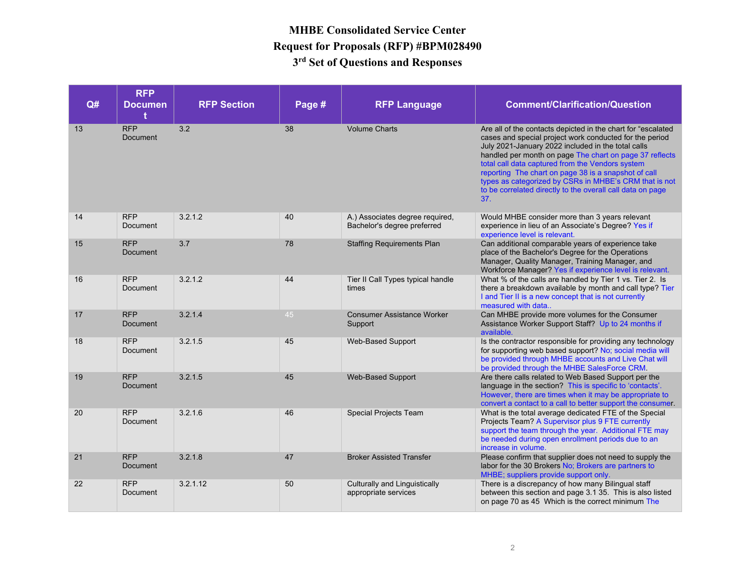# MHBE Consolidated Service Center
# Request for Proposals (RFP) #BPM028490
# 3rd Set of Questions and Responses

| Q# | RFP Document | RFP Section | Page # | RFP Language | Comment/Clarification/Question |
|---|---|---|---|---|---|
| 13 | RFP Document | 3.2 | 38 | Volume Charts | Are all of the contacts depicted in the chart for "escalated cases and special project work conducted for the period July 2021-January 2022 included in the total calls handled per month on page The chart on page 37 reflects total call data captured from the Vendors system reporting The chart on page 38 is a snapshot of call types as categorized by CSRs in MHBE's CRM that is not to be correlated directly to the overall call data on page 37. |
| 14 | RFP Document | 3.2.1.2 | 40 | A.) Associates degree required, Bachelor's degree preferred | Would MHBE consider more than 3 years relevant experience in lieu of an Associate's Degree? Yes if experience level is relevant. |
| 15 | RFP Document | 3.7 | 78 | Staffing Requirements Plan | Can additional comparable years of experience take place of the Bachelor's Degree for the Operations Manager, Quality Manager, Training Manager, and Workforce Manager? Yes if experience level is relevant. |
| 16 | RFP Document | 3.2.1.2 | 44 | Tier II Call Types typical handle times | What % of the calls are handled by Tier 1 vs. Tier 2. Is there a breakdown available by month and call type? Tier I and Tier II is a new concept that is not currently measured with data.. |
| 17 | RFP Document | 3.2.1.4 | 45 | Consumer Assistance Worker Support | Can MHBE provide more volumes for the Consumer Assistance Worker Support Staff? Up to 24 months if available. |
| 18 | RFP Document | 3.2.1.5 | 45 | Web-Based Support | Is the contractor responsible for providing any technology for supporting web based support? No; social media will be provided through MHBE accounts and Live Chat will be provided through the MHBE SalesForce CRM. |
| 19 | RFP Document | 3.2.1.5 | 45 | Web-Based Support | Are there calls related to Web Based Support per the language in the section? This is specific to 'contacts'. However, there are times when it may be appropriate to convert a contact to a call to better support the consumer. |
| 20 | RFP Document | 3.2.1.6 | 46 | Special Projects Team | What is the total average dedicated FTE of the Special Projects Team? A Supervisor plus 9 FTE currently support the team through the year. Additional FTE may be needed during open enrollment periods due to an increase in volume. |
| 21 | RFP Document | 3.2.1.8 | 47 | Broker Assisted Transfer | Please confirm that supplier does not need to supply the labor for the 30 Brokers No; Brokers are partners to MHBE; suppliers provide support only. |
| 22 | RFP Document | 3.2.1.12 | 50 | Culturally and Linguistically appropriate services | There is a discrepancy of how many Bilingual staff between this section and page 3.1 35. This is also listed on page 70 as 45 Which is the correct minimum The |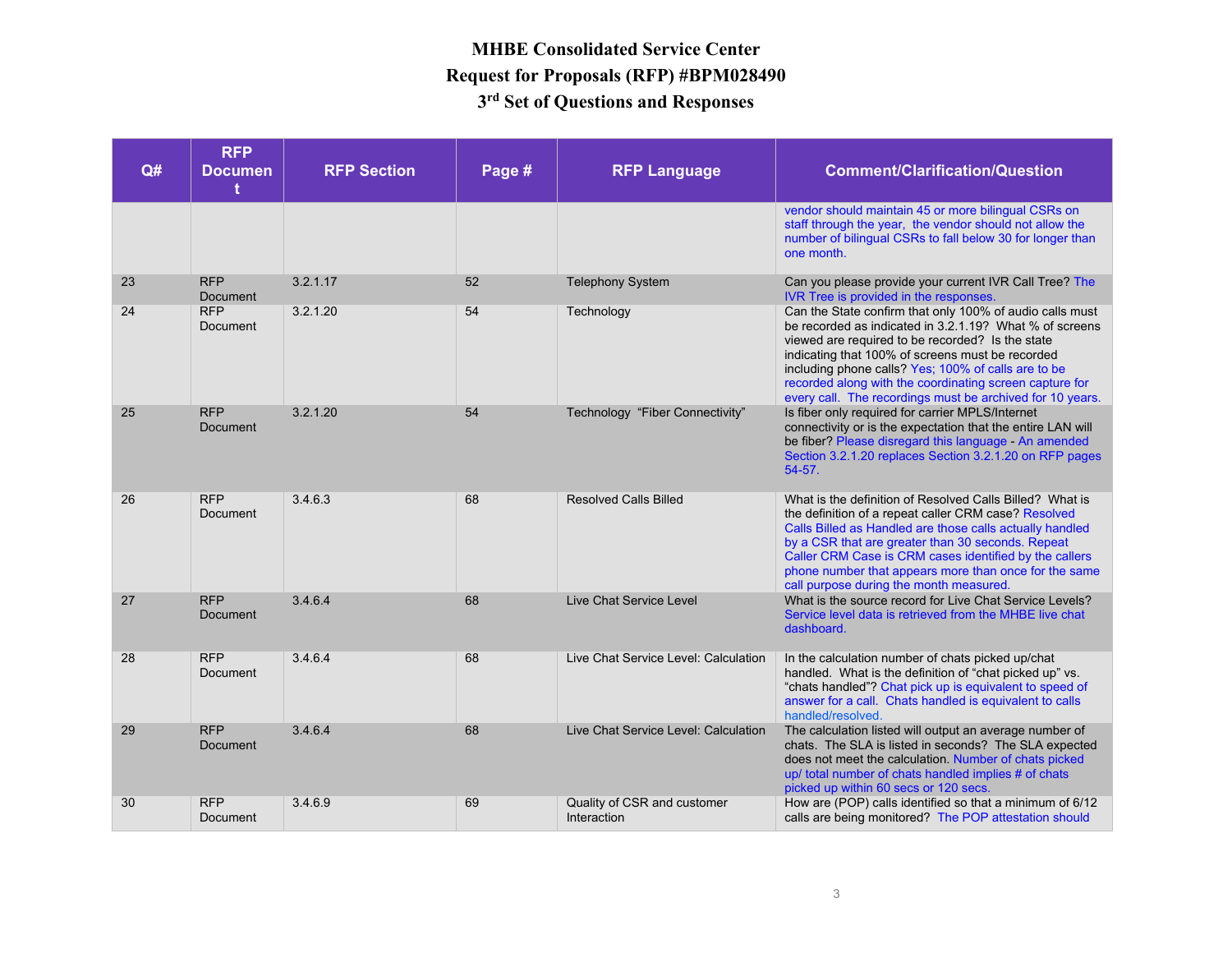# MHBE Consolidated Service Center
# Request for Proposals (RFP) #BPM028490
# 3rd Set of Questions and Responses

| Q# | RFP Document | RFP Section | Page # | RFP Language | Comment/Clarification/Question |
|---|---|---|---|---|---|
| | | | | | vendor should maintain 45 or more bilingual CSRs on staff through the year, the vendor should not allow the number of bilingual CSRs to fall below 30 for longer than one month. |
| 23 | RFP Document | 3.2.1.17 | 52 | Telephony System | Can you please provide your current IVR Call Tree? The IVR Tree is provided in the responses. |
| 24 | RFP Document | 3.2.1.20 | 54 | Technology | Can the State confirm that only 100% of audio calls must be recorded as indicated in 3.2.1.19? What % of screens viewed are required to be recorded? Is the state indicating that 100% of screens must be recorded including phone calls? Yes; 100% of calls are to be recorded along with the coordinating screen capture for every call. The recordings must be archived for 10 years. |
| 25 | RFP Document | 3.2.1.20 | 54 | Technology "Fiber Connectivity" | Is fiber only required for carrier MPLS/Internet connectivity or is the expectation that the entire LAN will be fiber? Please disregard this language - An amended Section 3.2.1.20 replaces Section 3.2.1.20 on RFP pages 54-57. |
| 26 | RFP Document | 3.4.6.3 | 68 | Resolved Calls Billed | What is the definition of Resolved Calls Billed? What is the definition of a repeat caller CRM case? Resolved Calls Billed as Handled are those calls actually handled by a CSR that are greater than 30 seconds. Repeat Caller CRM Case is CRM cases identified by the callers phone number that appears more than once for the same call purpose during the month measured. |
| 27 | RFP Document | 3.4.6.4 | 68 | Live Chat Service Level | What is the source record for Live Chat Service Levels? Service level data is retrieved from the MHBE live chat dashboard. |
| 28 | RFP Document | 3.4.6.4 | 68 | Live Chat Service Level: Calculation | In the calculation number of chats picked up/chat handled. What is the definition of "chat picked up" vs. "chats handled"? Chat pick up is equivalent to speed of answer for a call. Chats handled is equivalent to calls handled/resolved. |
| 29 | RFP Document | 3.4.6.4 | 68 | Live Chat Service Level: Calculation | The calculation listed will output an average number of chats. The SLA is listed in seconds? The SLA expected does not meet the calculation. Number of chats picked up/ total number of chats handled implies # of chats picked up within 60 secs or 120 secs. |
| 30 | RFP Document | 3.4.6.9 | 69 | Quality of CSR and customer Interaction | How are (POP) calls identified so that a minimum of 6/12 calls are being monitored? The POP attestation should |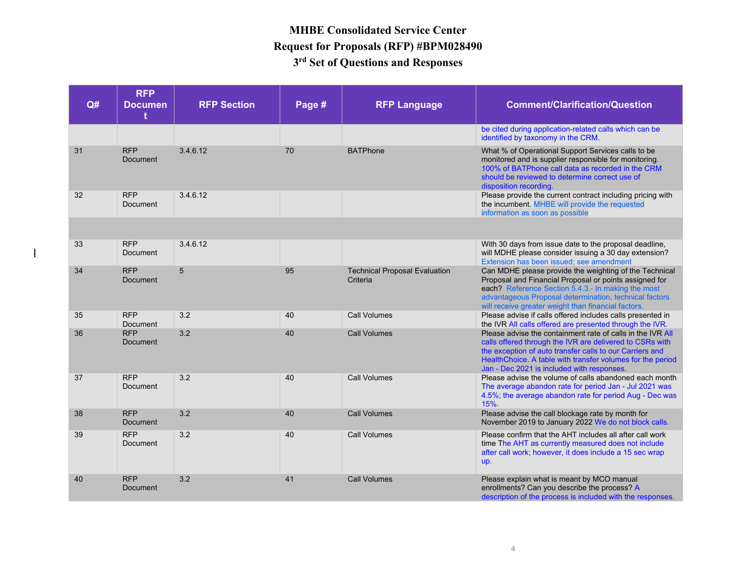# MHBE Consolidated Service Center
# Request for Proposals (RFP) #BPM028490
# 3rd Set of Questions and Responses

| Q# | RFP Document | RFP Section | Page # | RFP Language | Comment/Clarification/Question |
|---|---|---|---|---|---|
| | | | | | be cited during application-related calls which can be identified by taxonomy in the CRM. |
| 31 | RFP Document | 3.4.6.12 | 70 | BATPhone | What % of Operational Support Services calls to be monitored and is supplier responsible for monitoring. 100% of BATPhone call data as recorded in the CRM should be reviewed to determine correct use of disposition recording. |
| 32 | RFP Document | 3.4.6.12 | | | Please provide the current contract including pricing with the incumbent. MHBE will provide the requested information as soon as possible |
| | | | | | |
| 33 | RFP Document | 3.4.6.12 | | | With 30 days from issue date to the proposal deadline, will MDHE please consider issuing a 30 day extension? Extension has been issued; see amendment |
| 34 | RFP Document | 5 | 95 | Technical Proposal Evaluation Criteria | Can MDHE please provide the weighting of the Technical Proposal and Financial Proposal or points assigned for each? Reference Section 5.4.3.- In making the most advantageous Proposal determination, technical factors will receive greater weight than financial factors. |
| 35 | RFP Document | 3.2 | 40 | Call Volumes | Please advise if calls offered includes calls presented in the IVR All calls offered are presented through the IVR. |
| 36 | RFP Document | 3.2 | 40 | Call Volumes | Please advise the containment rate of calls in the IVR All calls offered through the IVR are delivered to CSRs with the exception of auto transfer calls to our Carriers and HealthChoice. A table with transfer volumes for the period Jan - Dec 2021 is included with responses. |
| 37 | RFP Document | 3.2 | 40 | Call Volumes | Please advise the volume of calls abandoned each month The average abandon rate for period Jan - Jul 2021 was 4.5%; the average abandon rate for period Aug - Dec was 15%. |
| 38 | RFP Document | 3.2 | 40 | Call Volumes | Please advise the call blockage rate by month for November 2019 to January 2022 We do not block calls. |
| 39 | RFP Document | 3.2 | 40 | Call Volumes | Please confirm that the AHT includes all after call work time The AHT as currently measured does not include after call work; however, it does include a 15 sec wrap up. |
| 40 | RFP Document | 3.2 | 41 | Call Volumes | Please explain what is meant by MCO manual enrollments? Can you describe the process? A description of the process is included with the responses. |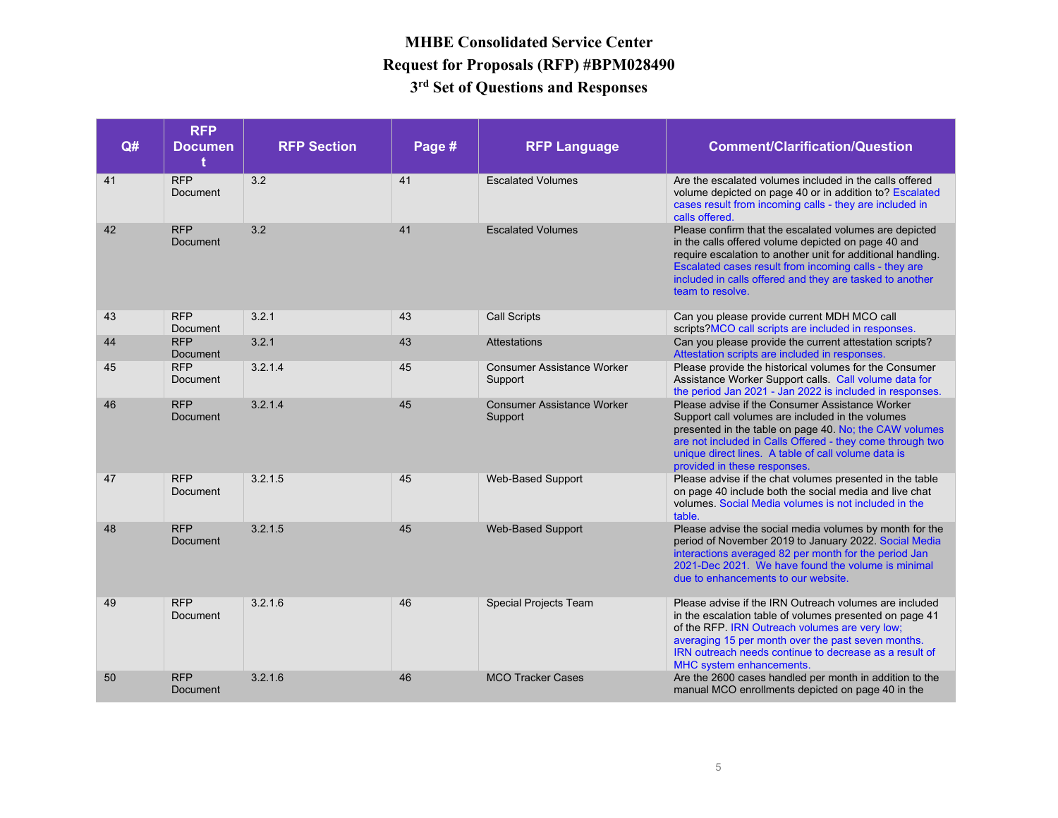# MHBE Consolidated Service Center
# Request for Proposals (RFP) #BPM028490
# 3rd Set of Questions and Responses

| Q# | RFP Document | RFP Section | Page # | RFP Language | Comment/Clarification/Question |
|---|---|---|---|---|---|
| 41 | RFP Document | 3.2 | 41 | Escalated Volumes | Are the escalated volumes included in the calls offered volume depicted on page 40 or in addition to? Escalated cases result from incoming calls - they are included in calls offered. |
| 42 | RFP Document | 3.2 | 41 | Escalated Volumes | Please confirm that the escalated volumes are depicted in the calls offered volume depicted on page 40 and require escalation to another unit for additional handling. Escalated cases result from incoming calls - they are included in calls offered and they are tasked to another team to resolve. |
| 43 | RFP Document | 3.2.1 | 43 | Call Scripts | Can you please provide current MDH MCO call scripts?MCO call scripts are included in responses. |
| 44 | RFP Document | 3.2.1 | 43 | Attestations | Can you please provide the current attestation scripts? Attestation scripts are included in responses. |
| 45 | RFP Document | 3.2.1.4 | 45 | Consumer Assistance Worker Support | Please provide the historical volumes for the Consumer Assistance Worker Support calls. Call volume data for the period Jan 2021 - Jan 2022 is included in responses. |
| 46 | RFP Document | 3.2.1.4 | 45 | Consumer Assistance Worker Support | Please advise if the Consumer Assistance Worker Support call volumes are included in the volumes presented in the table on page 40. No; the CAW volumes are not included in Calls Offered - they come through two unique direct lines. A table of call volume data is provided in these responses. |
| 47 | RFP Document | 3.2.1.5 | 45 | Web-Based Support | Please advise if the chat volumes presented in the table on page 40 include both the social media and live chat volumes. Social Media volumes is not included in the table. |
| 48 | RFP Document | 3.2.1.5 | 45 | Web-Based Support | Please advise the social media volumes by month for the period of November 2019 to January 2022. Social Media interactions averaged 82 per month for the period Jan 2021-Dec 2021. We have found the volume is minimal due to enhancements to our website. |
| 49 | RFP Document | 3.2.1.6 | 46 | Special Projects Team | Please advise if the IRN Outreach volumes are included in the escalation table of volumes presented on page 41 of the RFP. IRN Outreach volumes are very low; averaging 15 per month over the past seven months. IRN outreach needs continue to decrease as a result of MHC system enhancements. |
| 50 | RFP Document | 3.2.1.6 | 46 | MCO Tracker Cases | Are the 2600 cases handled per month in addition to the manual MCO enrollments depicted on page 40 in the |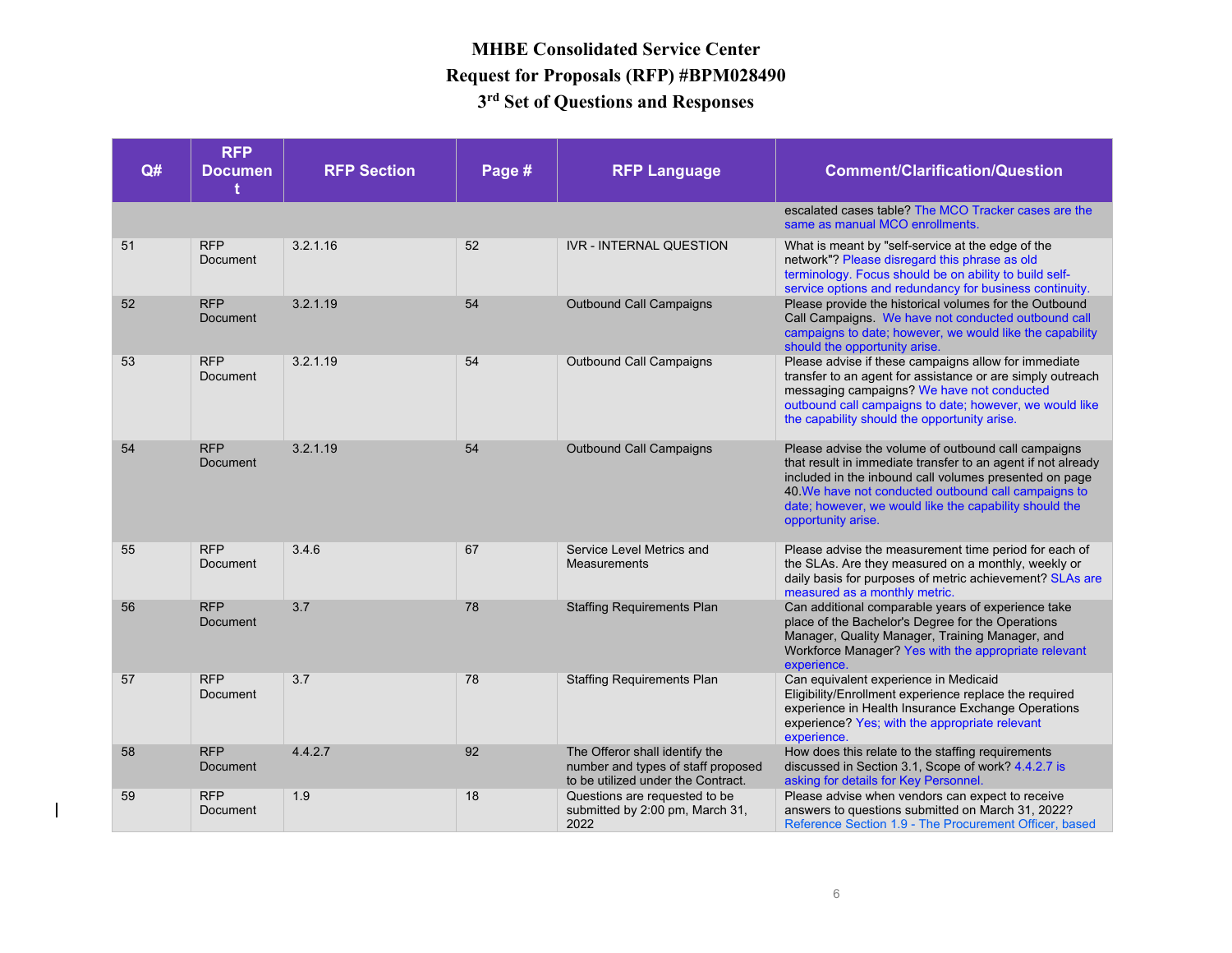# MHBE Consolidated Service Center
# Request for Proposals (RFP) #BPM028490
# 3rd Set of Questions and Responses

| Q# | RFP Document | RFP Section | Page # | RFP Language | Comment/Clarification/Question |
|---|---|---|---|---|---|
| | | | | | escalated cases table? The MCO Tracker cases are the same as manual MCO enrollments. |
| 51 | RFP Document | 3.2.1.16 | 52 | IVR - INTERNAL QUESTION | What is meant by "self-service at the edge of the network"? Please disregard this phrase as old terminology. Focus should be on ability to build self-service options and redundancy for business continuity. |
| 52 | RFP Document | 3.2.1.19 | 54 | Outbound Call Campaigns | Please provide the historical volumes for the Outbound Call Campaigns. We have not conducted outbound call campaigns to date; however, we would like the capability should the opportunity arise. |
| 53 | RFP Document | 3.2.1.19 | 54 | Outbound Call Campaigns | Please advise if these campaigns allow for immediate transfer to an agent for assistance or are simply outreach messaging campaigns? We have not conducted outbound call campaigns to date; however, we would like the capability should the opportunity arise. |
| 54 | RFP Document | 3.2.1.19 | 54 | Outbound Call Campaigns | Please advise the volume of outbound call campaigns that result in immediate transfer to an agent if not already included in the inbound call volumes presented on page 40.We have not conducted outbound call campaigns to date; however, we would like the capability should the opportunity arise. |
| 55 | RFP Document | 3.4.6 | 67 | Service Level Metrics and Measurements | Please advise the measurement time period for each of the SLAs. Are they measured on a monthly, weekly or daily basis for purposes of metric achievement? SLAs are measured as a monthly metric. |
| 56 | RFP Document | 3.7 | 78 | Staffing Requirements Plan | Can additional comparable years of experience take place of the Bachelor's Degree for the Operations Manager, Quality Manager, Training Manager, and Workforce Manager? Yes with the appropriate relevant experience. |
| 57 | RFP Document | 3.7 | 78 | Staffing Requirements Plan | Can equivalent experience in Medicaid Eligibility/Enrollment experience replace the required experience in Health Insurance Exchange Operations experience? Yes; with the appropriate relevant experience. |
| 58 | RFP Document | 4.4.2.7 | 92 | The Offeror shall identify the number and types of staff proposed to be utilized under the Contract. | How does this relate to the staffing requirements discussed in Section 3.1, Scope of work? 4.4.2.7 is asking for details for Key Personnel. |
| 59 | RFP Document | 1.9 | 18 | Questions are requested to be submitted by 2:00 pm, March 31, 2022 | Please advise when vendors can expect to receive answers to questions submitted on March 31, 2022? Reference Section 1.9 - The Procurement Officer, based |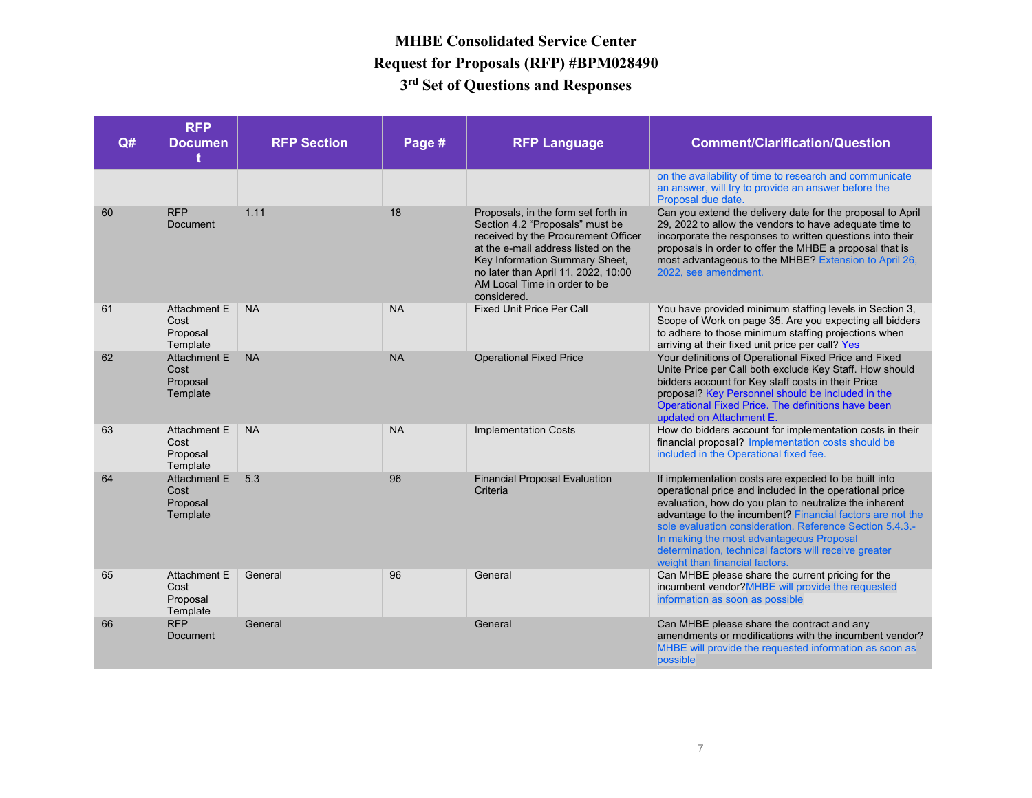# MHBE Consolidated Service Center
# Request for Proposals (RFP) #BPM028490
# 3rd Set of Questions and Responses

| Q# | RFP Document | RFP Section | Page # | RFP Language | Comment/Clarification/Question |
|---|---|---|---|---|---|
| | | | | | on the availability of time to research and communicate an answer, will try to provide an answer before the Proposal due date. |
| 60 | RFP Document | 1.11 | 18 | Proposals, in the form set forth in Section 4.2 "Proposals" must be received by the Procurement Officer at the e-mail address listed on the Key Information Summary Sheet, no later than April 11, 2022, 10:00 AM Local Time in order to be considered. | Can you extend the delivery date for the proposal to April 29, 2022 to allow the vendors to have adequate time to incorporate the responses to written questions into their proposals in order to offer the MHBE a proposal that is most advantageous to the MHBE? Extension to April 26, 2022, see amendment. |
| 61 | Attachment E Cost Proposal Template | NA | NA | Fixed Unit Price Per Call | You have provided minimum staffing levels in Section 3, Scope of Work on page 35. Are you expecting all bidders to adhere to those minimum staffing projections when arriving at their fixed unit price per call? Yes |
| 62 | Attachment E Cost Proposal Template | NA | NA | Operational Fixed Price | Your definitions of Operational Fixed Price and Fixed Unite Price per Call both exclude Key Staff. How should bidders account for Key staff costs in their Price proposal? Key Personnel should be included in the Operational Fixed Price. The definitions have been updated on Attachment E. |
| 63 | Attachment E Cost Proposal Template | NA | NA | Implementation Costs | How do bidders account for implementation costs in their financial proposal? Implementation costs should be included in the Operational fixed fee. |
| 64 | Attachment E Cost Proposal Template | 5.3 | 96 | Financial Proposal Evaluation Criteria | If implementation costs are expected to be built into operational price and included in the operational price evaluation, how do you plan to neutralize the inherent advantage to the incumbent? Financial factors are not the sole evaluation consideration. Reference Section 5.4.3.- In making the most advantageous Proposal determination, technical factors will receive greater weight than financial factors. |
| 65 | Attachment E Cost Proposal Template | General | 96 | General | Can MHBE please share the current pricing for the incumbent vendor?MHBE will provide the requested information as soon as possible |
| 66 | RFP Document | General | | General | Can MHBE please share the contract and any amendments or modifications with the incumbent vendor? MHBE will provide the requested information as soon as possible |